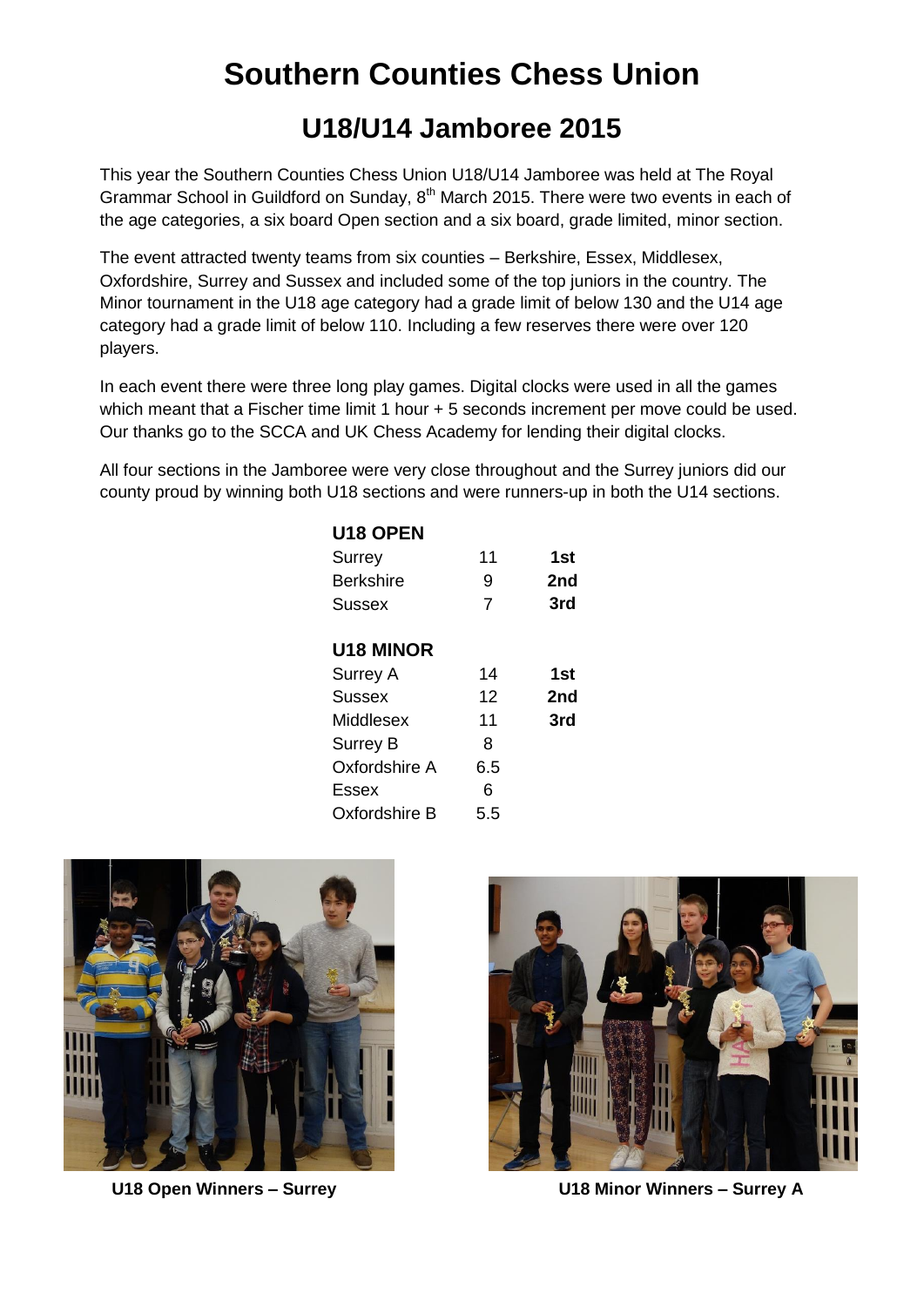# Southern Counties Chess Union

## U18/U14 Jamboree 2015

This year the Southern Counties Chess Union U18/U14 Jamboree was held at The Royal Grammar School in Guildford on Sunday, 8th March 2015. There were two events in each of the age categories, a six board Open section and a six board, grade limited, minor section.

The event attracted twenty teams from six counties – Berkshire, Essex, Middlesex, Oxfordshire, Surrey and Sussex and included some of the top juniors in the country. The Minor tournament in the U18 age category had a grade limit of below 130 and the U14 age category had a grade limit of below 110. Including a few reserves there were over 120 players.

In each event there were three long play games. Digital clocks were used in all the games which meant that a Fischer time limit 1 hour + 5 seconds increment per move could be used. Our thanks go to the SCCA and UK Chess Academy for lending their digital clocks.

All four sections in the Jamboree were very close throughout and the Surrey juniors did our county proud by winning both U18 sections and were runners-up in both the U14 sections.

**U18 OPEN**

| | | |
|---|---|---|
| Surrey | 11 | **1st** |
| Berkshire | 9 | **2nd** |
| Sussex | 7 | **3rd** |

**U18 MINOR**

| | | |
|---|---|---|
| Surrey A | 14 | **1st** |
| Sussex | 12 | **2nd** |
| Middlesex | 11 | **3rd** |
| Surrey B | 8 | |
| Oxfordshire A | 6.5 | |
| Essex | 6 | |
| Oxfordshire B | 5.5 | |

**U18 Open Winners – Surrey**

**U18 Minor Winners – Surrey A**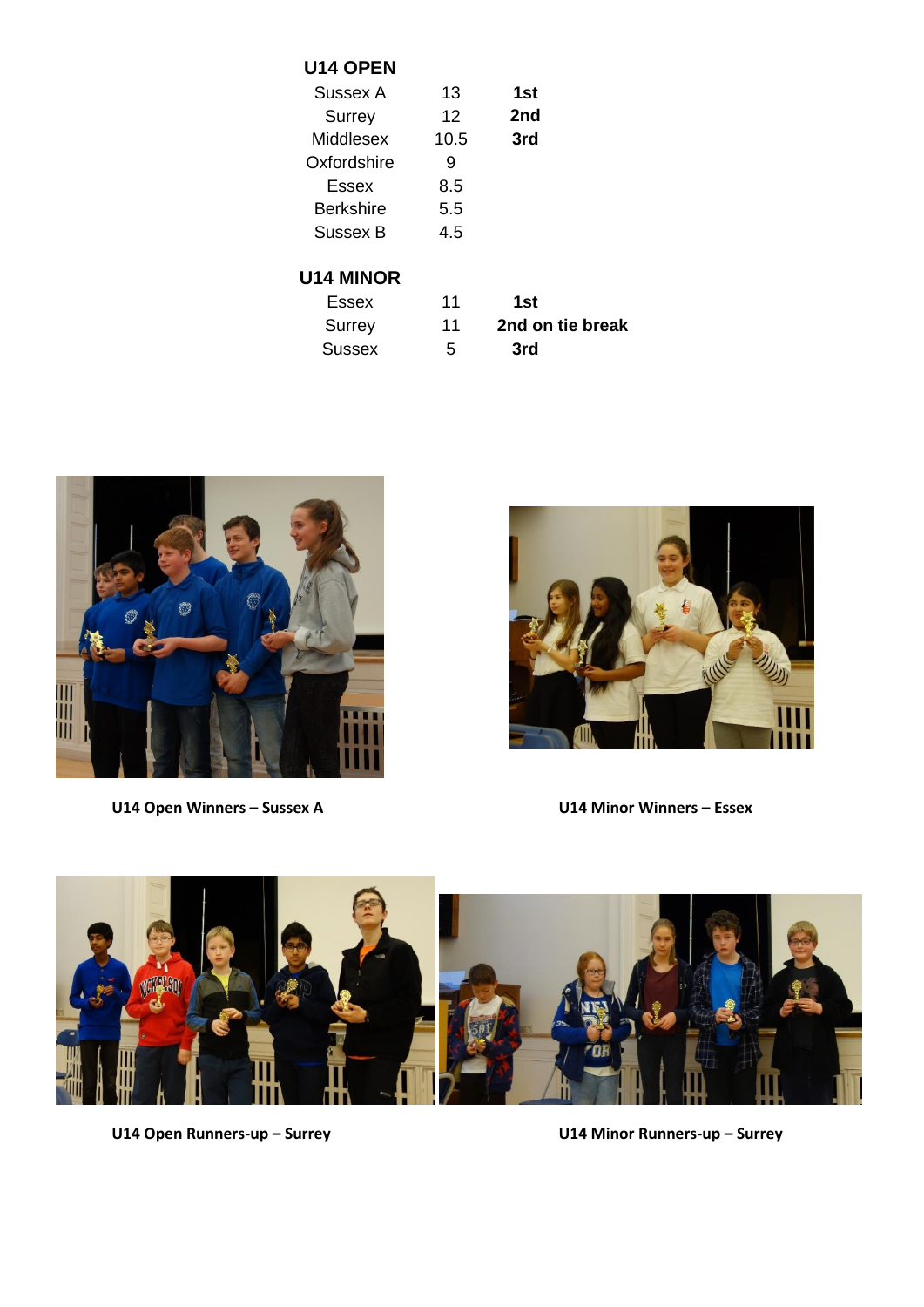## U14 OPEN

| | | |
|---|---|---|
| Sussex A | 13 | **1st** |
| Surrey | 12 | **2nd** |
| Middlesex | 10.5 | **3rd** |
| Oxfordshire | 9 | |
| Essex | 8.5 | |
| Berkshire | 5.5 | |
| Sussex B | 4.5 | |

## U14 MINOR

| | | |
|---|---|---|
| Essex | 11 | **1st** |
| Surrey | 11 | **2nd on tie break** |
| Sussex | 5 | **3rd** |

**U14 Open Winners – Sussex A**

**U14 Minor Winners – Essex**

**U14 Open Runners-up – Surrey**

**U14 Minor Runners-up – Surrey**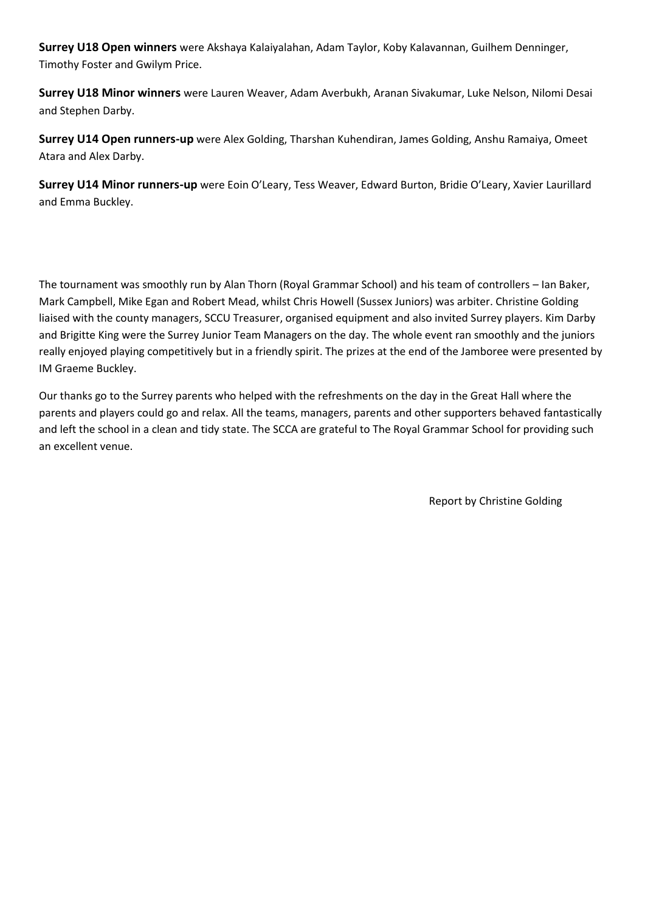**Surrey U18 Open winners** were Akshaya Kalaiyalahan, Adam Taylor, Koby Kalavannan, Guilhem Denninger, Timothy Foster and Gwilym Price.

**Surrey U18 Minor winners** were Lauren Weaver, Adam Averbukh, Aranan Sivakumar, Luke Nelson, Nilomi Desai and Stephen Darby.

**Surrey U14 Open runners-up** were Alex Golding, Tharshan Kuhendiran, James Golding, Anshu Ramaiya, Omeet Atara and Alex Darby.

**Surrey U14 Minor runners-up** were Eoin O'Leary, Tess Weaver, Edward Burton, Bridie O'Leary, Xavier Laurillard and Emma Buckley.

The tournament was smoothly run by Alan Thorn (Royal Grammar School) and his team of controllers – Ian Baker, Mark Campbell, Mike Egan and Robert Mead, whilst Chris Howell (Sussex Juniors) was arbiter. Christine Golding liaised with the county managers, SCCU Treasurer, organised equipment and also invited Surrey players. Kim Darby and Brigitte King were the Surrey Junior Team Managers on the day. The whole event ran smoothly and the juniors really enjoyed playing competitively but in a friendly spirit. The prizes at the end of the Jamboree were presented by IM Graeme Buckley.

Our thanks go to the Surrey parents who helped with the refreshments on the day in the Great Hall where the parents and players could go and relax. All the teams, managers, parents and other supporters behaved fantastically and left the school in a clean and tidy state. The SCCA are grateful to The Royal Grammar School for providing such an excellent venue.

Report by Christine Golding